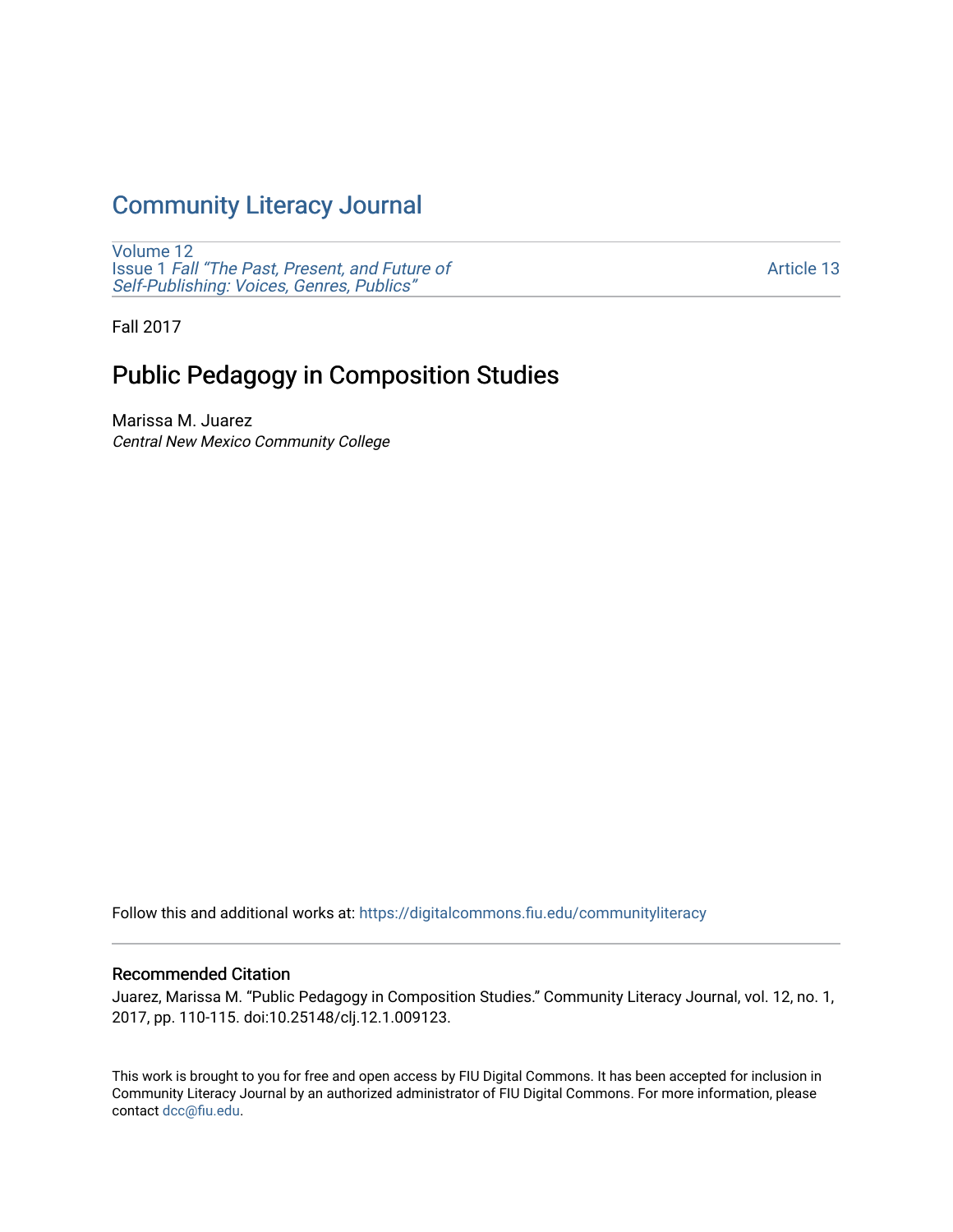# Community Literacy Journal

Volume 12
Issue 1 *Fall "The Past, Present, and Future of Self-Publishing: Voices, Genres, Publics"*

Article 13

Fall 2017

## Public Pedagogy in Composition Studies

Marissa M. Juarez
*Central New Mexico Community College*

Follow this and additional works at: https://digitalcommons.fiu.edu/communityliteracy

### Recommended Citation

Juarez, Marissa M. "Public Pedagogy in Composition Studies." Community Literacy Journal, vol. 12, no. 1, 2017, pp. 110-115. doi:10.25148/clj.12.1.009123.

This work is brought to you for free and open access by FIU Digital Commons. It has been accepted for inclusion in Community Literacy Journal by an authorized administrator of FIU Digital Commons. For more information, please contact dcc@fiu.edu.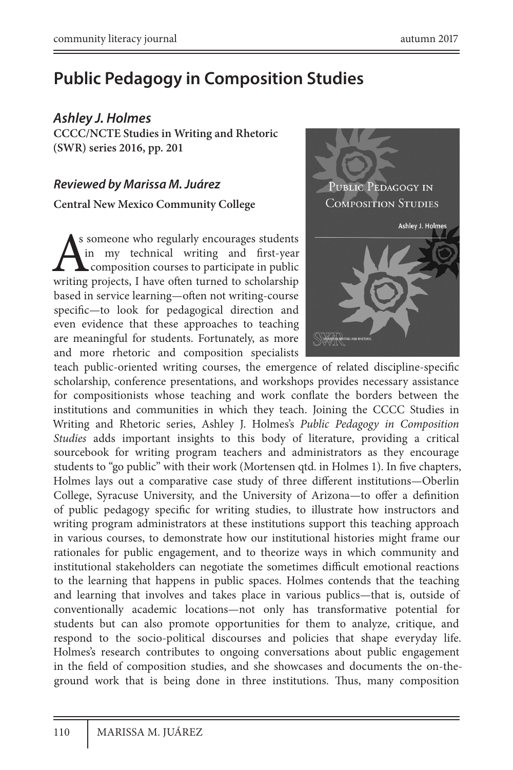# Public Pedagogy in Composition Studies

***Ashley J. Holmes***

**CCCC/NCTE Studies in Writing and Rhetoric (SWR) series 2016, pp. 201**

***Reviewed by Marissa M. Juárez***

**Central New Mexico Community College**

As someone who regularly encourages students in my technical writing and first-year composition courses to participate in public writing projects, I have often turned to scholarship based in service learning—often not writing-course specific—to look for pedagogical direction and even evidence that these approaches to teaching are meaningful for students. Fortunately, as more and more rhetoric and composition specialists teach public-oriented writing courses, the emergence of related discipline-specific scholarship, conference presentations, and workshops provides necessary assistance for compositionists whose teaching and work conflate the borders between the institutions and communities in which they teach. Joining the CCCC Studies in Writing and Rhetoric series, Ashley J. Holmes's *Public Pedagogy in Composition Studies* adds important insights to this body of literature, providing a critical sourcebook for writing program teachers and administrators as they encourage students to "go public" with their work (Mortensen qtd. in Holmes 1). In five chapters, Holmes lays out a comparative case study of three different institutions—Oberlin College, Syracuse University, and the University of Arizona—to offer a definition of public pedagogy specific for writing studies, to illustrate how instructors and writing program administrators at these institutions support this teaching approach in various courses, to demonstrate how our institutional histories might frame our rationales for public engagement, and to theorize ways in which community and institutional stakeholders can negotiate the sometimes difficult emotional reactions to the learning that happens in public spaces. Holmes contends that the teaching and learning that involves and takes place in various publics—that is, outside of conventionally academic locations—not only has transformative potential for students but can also promote opportunities for them to analyze, critique, and respond to the socio-political discourses and policies that shape everyday life. Holmes's research contributes to ongoing conversations about public engagement in the field of composition studies, and she showcases and documents the on-the-ground work that is being done in three institutions. Thus, many composition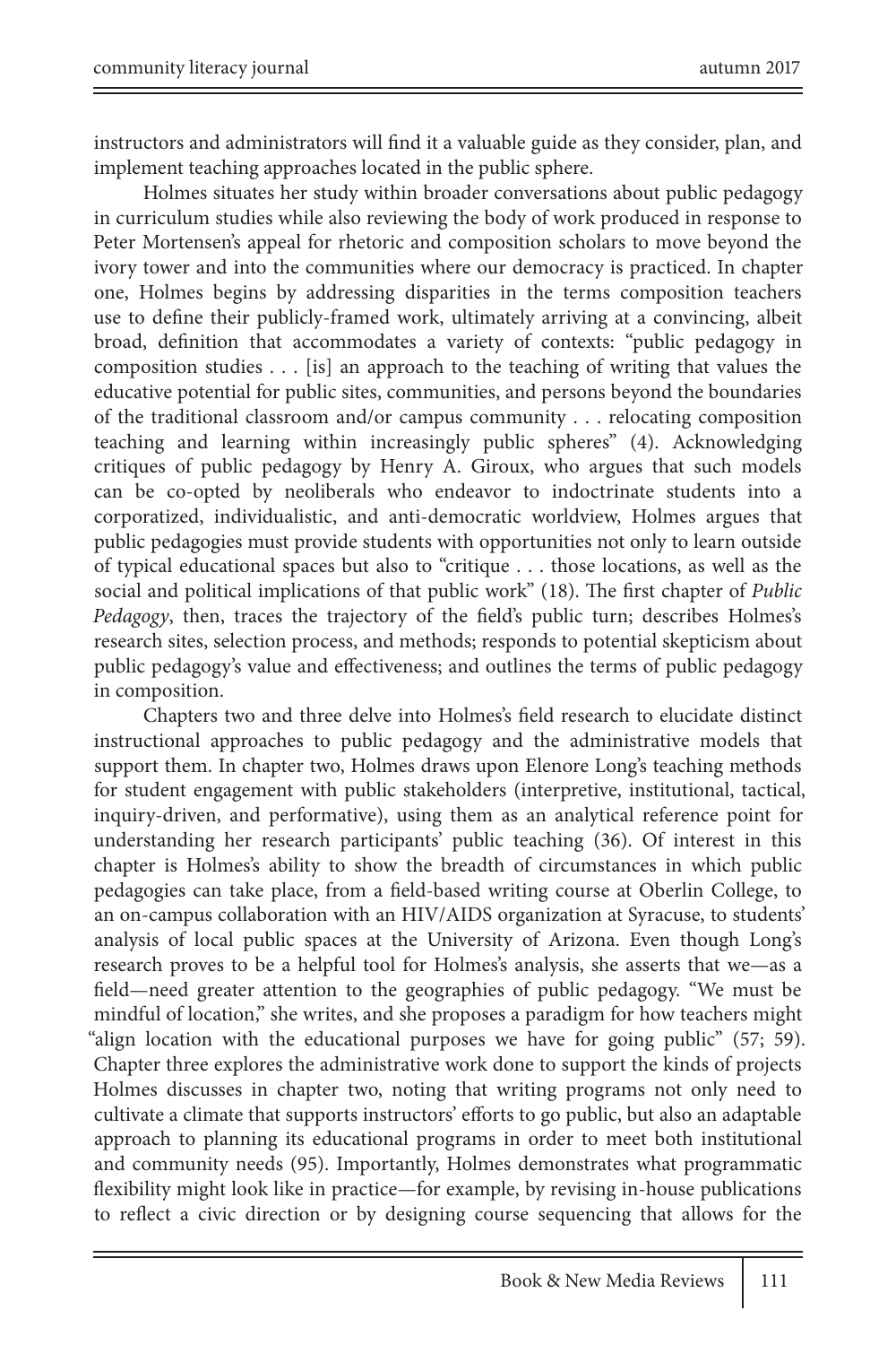instructors and administrators will find it a valuable guide as they consider, plan, and implement teaching approaches located in the public sphere.

Holmes situates her study within broader conversations about public pedagogy in curriculum studies while also reviewing the body of work produced in response to Peter Mortensen's appeal for rhetoric and composition scholars to move beyond the ivory tower and into the communities where our democracy is practiced. In chapter one, Holmes begins by addressing disparities in the terms composition teachers use to define their publicly-framed work, ultimately arriving at a convincing, albeit broad, definition that accommodates a variety of contexts: "public pedagogy in composition studies . . . [is] an approach to the teaching of writing that values the educative potential for public sites, communities, and persons beyond the boundaries of the traditional classroom and/or campus community . . . relocating composition teaching and learning within increasingly public spheres" (4). Acknowledging critiques of public pedagogy by Henry A. Giroux, who argues that such models can be co-opted by neoliberals who endeavor to indoctrinate students into a corporatized, individualistic, and anti-democratic worldview, Holmes argues that public pedagogies must provide students with opportunities not only to learn outside of typical educational spaces but also to "critique . . . those locations, as well as the social and political implications of that public work" (18). The first chapter of *Public Pedagogy*, then, traces the trajectory of the field's public turn; describes Holmes's research sites, selection process, and methods; responds to potential skepticism about public pedagogy's value and effectiveness; and outlines the terms of public pedagogy in composition.

Chapters two and three delve into Holmes's field research to elucidate distinct instructional approaches to public pedagogy and the administrative models that support them. In chapter two, Holmes draws upon Elenore Long's teaching methods for student engagement with public stakeholders (interpretive, institutional, tactical, inquiry-driven, and performative), using them as an analytical reference point for understanding her research participants' public teaching (36). Of interest in this chapter is Holmes's ability to show the breadth of circumstances in which public pedagogies can take place, from a field-based writing course at Oberlin College, to an on-campus collaboration with an HIV/AIDS organization at Syracuse, to students' analysis of local public spaces at the University of Arizona. Even though Long's research proves to be a helpful tool for Holmes's analysis, she asserts that we—as a field—need greater attention to the geographies of public pedagogy. "We must be mindful of location," she writes, and she proposes a paradigm for how teachers might "align location with the educational purposes we have for going public" (57; 59). Chapter three explores the administrative work done to support the kinds of projects Holmes discusses in chapter two, noting that writing programs not only need to cultivate a climate that supports instructors' efforts to go public, but also an adaptable approach to planning its educational programs in order to meet both institutional and community needs (95). Importantly, Holmes demonstrates what programmatic flexibility might look like in practice—for example, by revising in-house publications to reflect a civic direction or by designing course sequencing that allows for the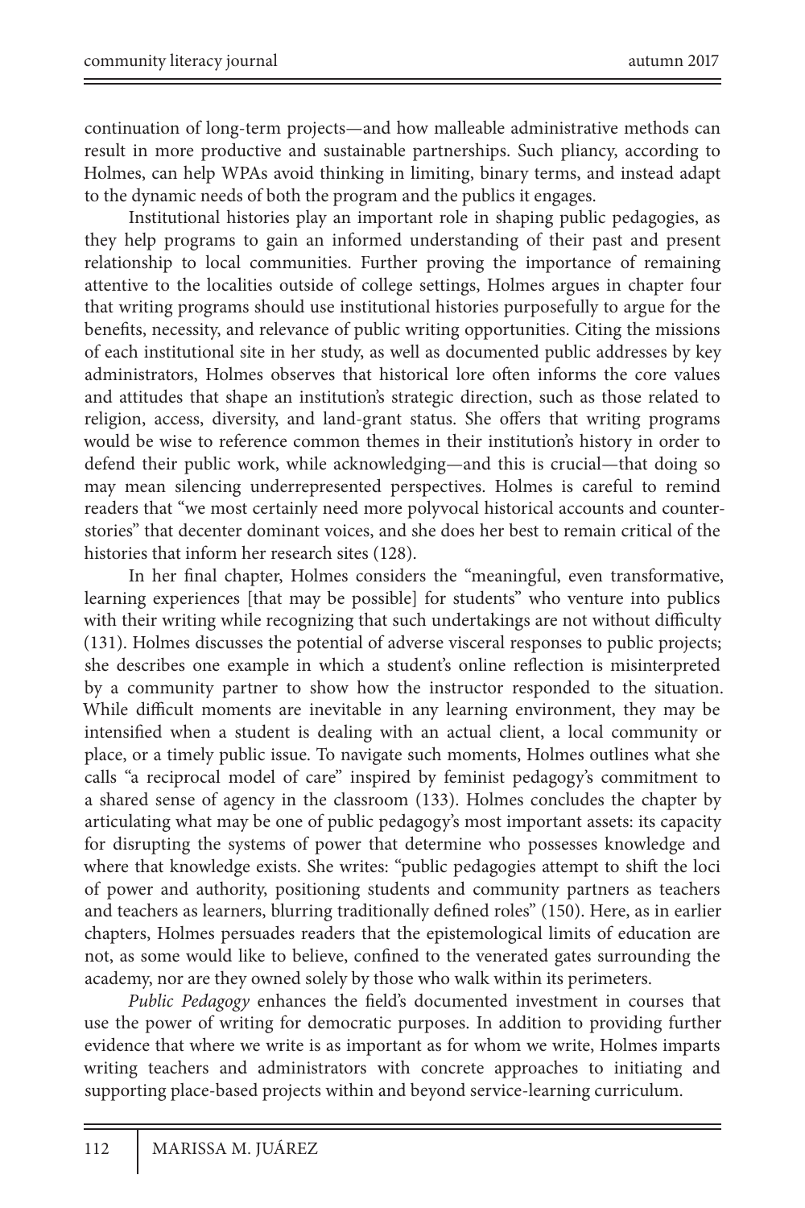continuation of long-term projects—and how malleable administrative methods can result in more productive and sustainable partnerships. Such pliancy, according to Holmes, can help WPAs avoid thinking in limiting, binary terms, and instead adapt to the dynamic needs of both the program and the publics it engages.

Institutional histories play an important role in shaping public pedagogies, as they help programs to gain an informed understanding of their past and present relationship to local communities. Further proving the importance of remaining attentive to the localities outside of college settings, Holmes argues in chapter four that writing programs should use institutional histories purposefully to argue for the benefits, necessity, and relevance of public writing opportunities. Citing the missions of each institutional site in her study, as well as documented public addresses by key administrators, Holmes observes that historical lore often informs the core values and attitudes that shape an institution's strategic direction, such as those related to religion, access, diversity, and land-grant status. She offers that writing programs would be wise to reference common themes in their institution's history in order to defend their public work, while acknowledging—and this is crucial—that doing so may mean silencing underrepresented perspectives. Holmes is careful to remind readers that "we most certainly need more polyvocal historical accounts and counter-stories" that decenter dominant voices, and she does her best to remain critical of the histories that inform her research sites (128).

In her final chapter, Holmes considers the "meaningful, even transformative, learning experiences [that may be possible] for students" who venture into publics with their writing while recognizing that such undertakings are not without difficulty (131). Holmes discusses the potential of adverse visceral responses to public projects; she describes one example in which a student's online reflection is misinterpreted by a community partner to show how the instructor responded to the situation. While difficult moments are inevitable in any learning environment, they may be intensified when a student is dealing with an actual client, a local community or place, or a timely public issue. To navigate such moments, Holmes outlines what she calls "a reciprocal model of care" inspired by feminist pedagogy's commitment to a shared sense of agency in the classroom (133). Holmes concludes the chapter by articulating what may be one of public pedagogy's most important assets: its capacity for disrupting the systems of power that determine who possesses knowledge and where that knowledge exists. She writes: "public pedagogies attempt to shift the loci of power and authority, positioning students and community partners as teachers and teachers as learners, blurring traditionally defined roles" (150). Here, as in earlier chapters, Holmes persuades readers that the epistemological limits of education are not, as some would like to believe, confined to the venerated gates surrounding the academy, nor are they owned solely by those who walk within its perimeters.

*Public Pedagogy* enhances the field's documented investment in courses that use the power of writing for democratic purposes. In addition to providing further evidence that where we write is as important as for whom we write, Holmes imparts writing teachers and administrators with concrete approaches to initiating and supporting place-based projects within and beyond service-learning curriculum.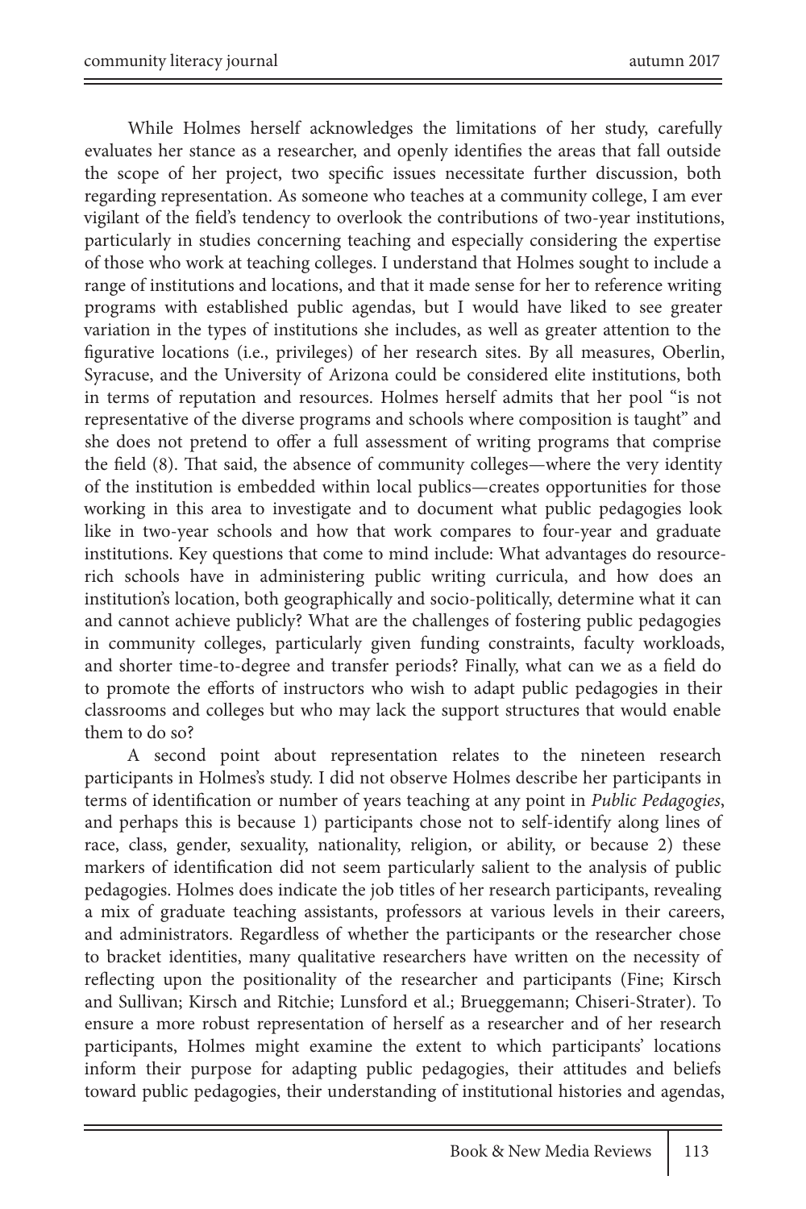While Holmes herself acknowledges the limitations of her study, carefully evaluates her stance as a researcher, and openly identifies the areas that fall outside the scope of her project, two specific issues necessitate further discussion, both regarding representation. As someone who teaches at a community college, I am ever vigilant of the field's tendency to overlook the contributions of two-year institutions, particularly in studies concerning teaching and especially considering the expertise of those who work at teaching colleges. I understand that Holmes sought to include a range of institutions and locations, and that it made sense for her to reference writing programs with established public agendas, but I would have liked to see greater variation in the types of institutions she includes, as well as greater attention to the figurative locations (i.e., privileges) of her research sites. By all measures, Oberlin, Syracuse, and the University of Arizona could be considered elite institutions, both in terms of reputation and resources. Holmes herself admits that her pool "is not representative of the diverse programs and schools where composition is taught" and she does not pretend to offer a full assessment of writing programs that comprise the field (8). That said, the absence of community colleges—where the very identity of the institution is embedded within local publics—creates opportunities for those working in this area to investigate and to document what public pedagogies look like in two-year schools and how that work compares to four-year and graduate institutions. Key questions that come to mind include: What advantages do resource-rich schools have in administering public writing curricula, and how does an institution's location, both geographically and socio-politically, determine what it can and cannot achieve publicly? What are the challenges of fostering public pedagogies in community colleges, particularly given funding constraints, faculty workloads, and shorter time-to-degree and transfer periods? Finally, what can we as a field do to promote the efforts of instructors who wish to adapt public pedagogies in their classrooms and colleges but who may lack the support structures that would enable them to do so?

A second point about representation relates to the nineteen research participants in Holmes's study. I did not observe Holmes describe her participants in terms of identification or number of years teaching at any point in *Public Pedagogies*, and perhaps this is because 1) participants chose not to self-identify along lines of race, class, gender, sexuality, nationality, religion, or ability, or because 2) these markers of identification did not seem particularly salient to the analysis of public pedagogies. Holmes does indicate the job titles of her research participants, revealing a mix of graduate teaching assistants, professors at various levels in their careers, and administrators. Regardless of whether the participants or the researcher chose to bracket identities, many qualitative researchers have written on the necessity of reflecting upon the positionality of the researcher and participants (Fine; Kirsch and Sullivan; Kirsch and Ritchie; Lunsford et al.; Brueggemann; Chiseri-Strater). To ensure a more robust representation of herself as a researcher and of her research participants, Holmes might examine the extent to which participants' locations inform their purpose for adapting public pedagogies, their attitudes and beliefs toward public pedagogies, their understanding of institutional histories and agendas,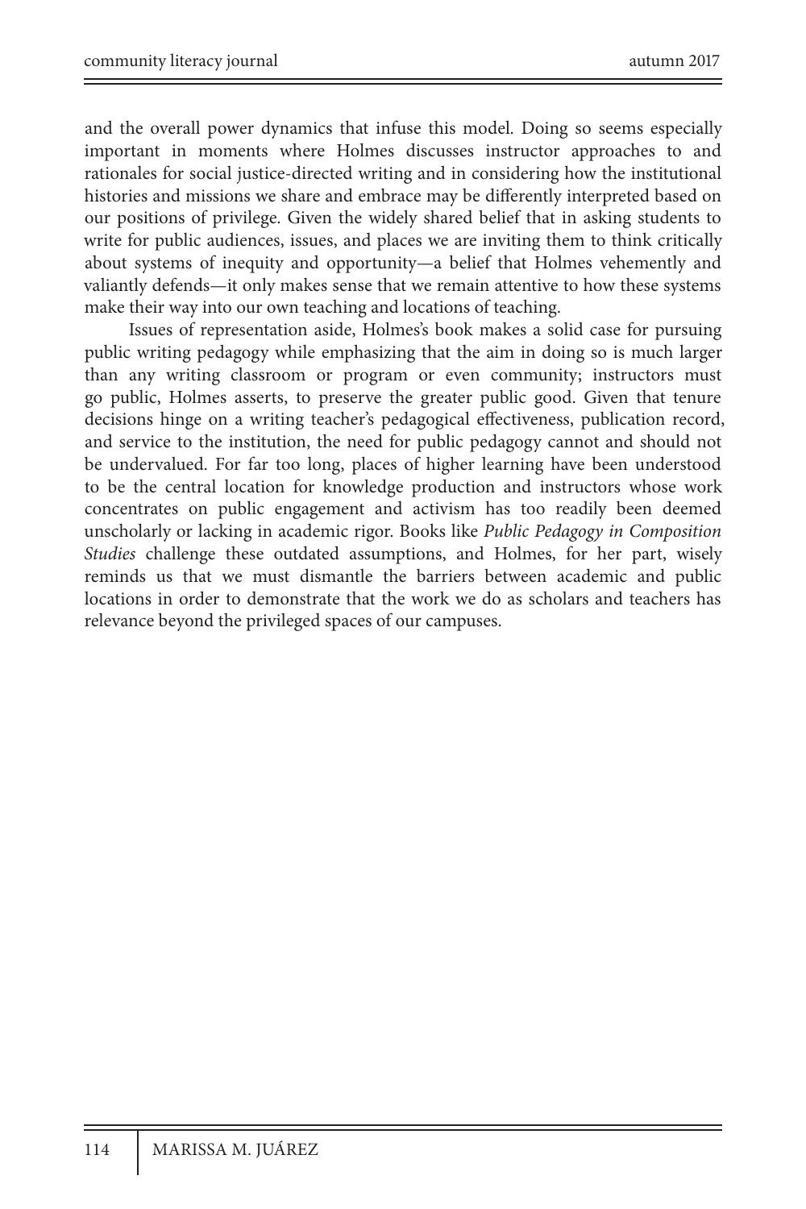and the overall power dynamics that infuse this model. Doing so seems especially important in moments where Holmes discusses instructor approaches to and rationales for social justice-directed writing and in considering how the institutional histories and missions we share and embrace may be differently interpreted based on our positions of privilege. Given the widely shared belief that in asking students to write for public audiences, issues, and places we are inviting them to think critically about systems of inequity and opportunity—a belief that Holmes vehemently and valiantly defends—it only makes sense that we remain attentive to how these systems make their way into our own teaching and locations of teaching.

Issues of representation aside, Holmes's book makes a solid case for pursuing public writing pedagogy while emphasizing that the aim in doing so is much larger than any writing classroom or program or even community; instructors must go public, Holmes asserts, to preserve the greater public good. Given that tenure decisions hinge on a writing teacher's pedagogical effectiveness, publication record, and service to the institution, the need for public pedagogy cannot and should not be undervalued. For far too long, places of higher learning have been understood to be the central location for knowledge production and instructors whose work concentrates on public engagement and activism has too readily been deemed unscholarly or lacking in academic rigor. Books like *Public Pedagogy in Composition Studies* challenge these outdated assumptions, and Holmes, for her part, wisely reminds us that we must dismantle the barriers between academic and public locations in order to demonstrate that the work we do as scholars and teachers has relevance beyond the privileged spaces of our campuses.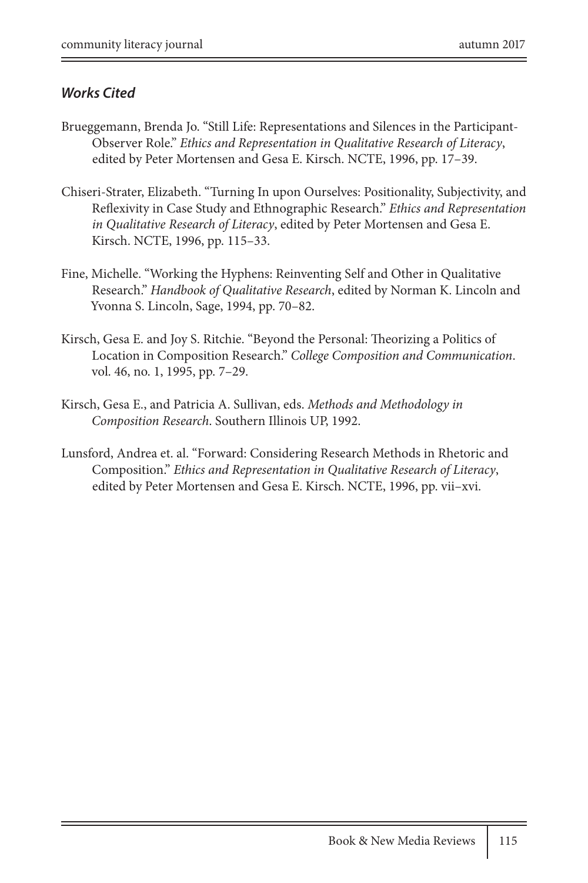### ***Works Cited***

Brueggemann, Brenda Jo. "Still Life: Representations and Silences in the Participant-Observer Role." *Ethics and Representation in Qualitative Research of Literacy*, edited by Peter Mortensen and Gesa E. Kirsch. NCTE, 1996, pp. 17–39.

Chiseri-Strater, Elizabeth. "Turning In upon Ourselves: Positionality, Subjectivity, and Reflexivity in Case Study and Ethnographic Research." *Ethics and Representation in Qualitative Research of Literacy*, edited by Peter Mortensen and Gesa E. Kirsch. NCTE, 1996, pp. 115–33.

Fine, Michelle. "Working the Hyphens: Reinventing Self and Other in Qualitative Research." *Handbook of Qualitative Research*, edited by Norman K. Lincoln and Yvonna S. Lincoln, Sage, 1994, pp. 70–82.

Kirsch, Gesa E. and Joy S. Ritchie. "Beyond the Personal: Theorizing a Politics of Location in Composition Research." *College Composition and Communication*. vol. 46, no. 1, 1995, pp. 7–29.

Kirsch, Gesa E., and Patricia A. Sullivan, eds. *Methods and Methodology in Composition Research*. Southern Illinois UP, 1992.

Lunsford, Andrea et. al. "Forward: Considering Research Methods in Rhetoric and Composition." *Ethics and Representation in Qualitative Research of Literacy*, edited by Peter Mortensen and Gesa E. Kirsch. NCTE, 1996, pp. vii–xvi.